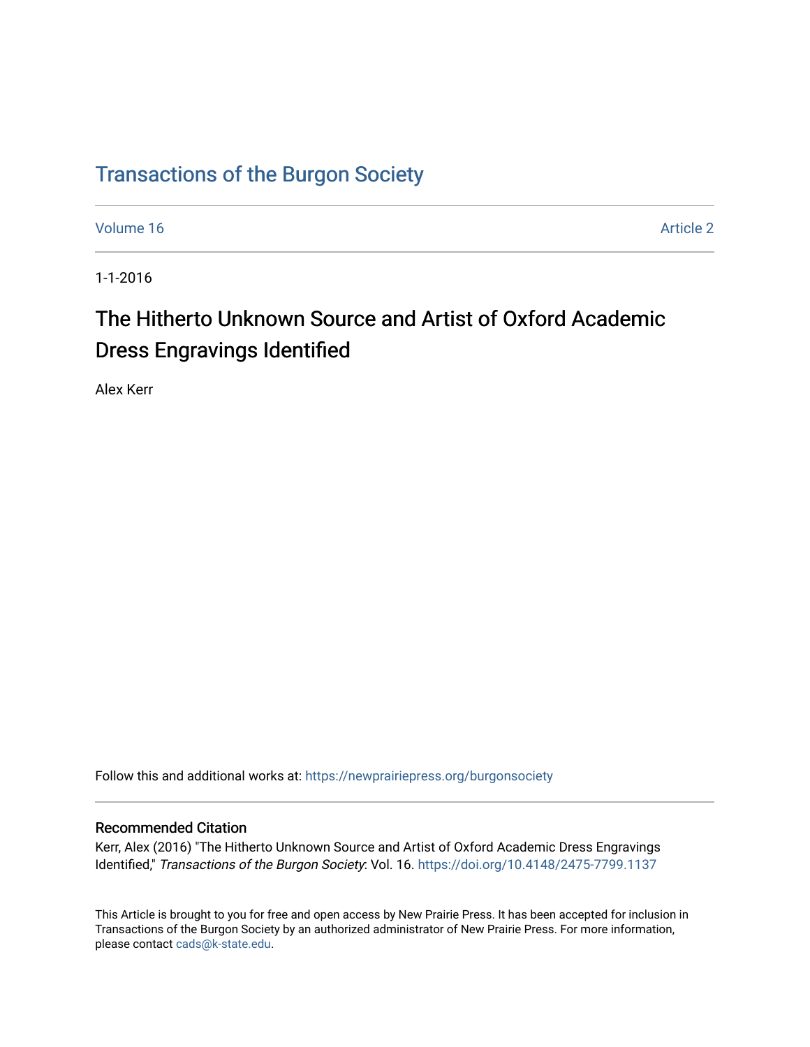# Transactions of the Burgon Society

Volume 16 | Article 2

1-1-2016

## The Hitherto Unknown Source and Artist of Oxford Academic Dress Engravings Identified

Alex Kerr

Follow this and additional works at: https://newprairiepress.org/burgonsociety

### Recommended Citation

Kerr, Alex (2016) "The Hitherto Unknown Source and Artist of Oxford Academic Dress Engravings Identified," *Transactions of the Burgon Society*: Vol. 16. https://doi.org/10.4148/2475-7799.1137

This Article is brought to you for free and open access by New Prairie Press. It has been accepted for inclusion in Transactions of the Burgon Society by an authorized administrator of New Prairie Press. For more information, please contact cads@k-state.edu.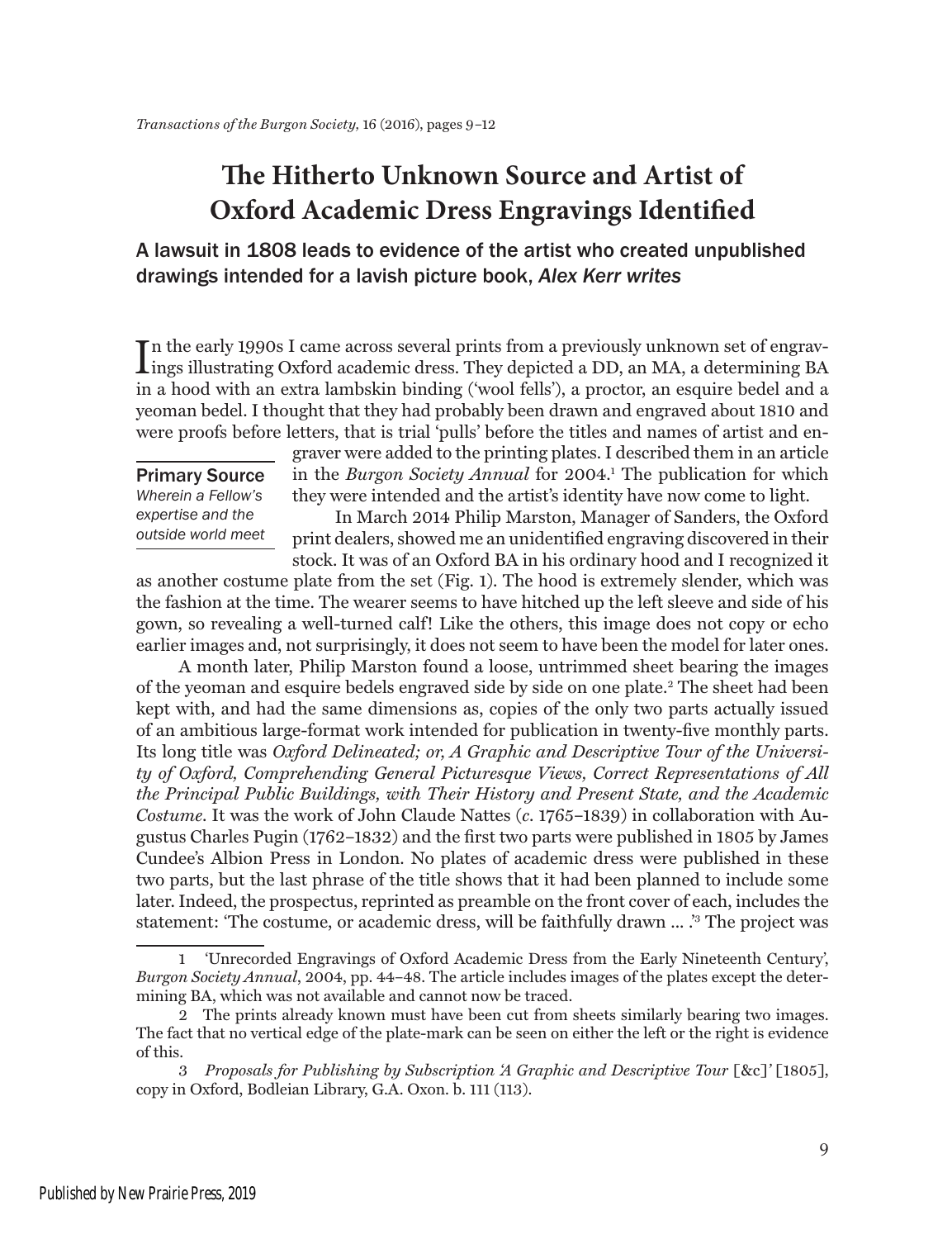# The Hitherto Unknown Source and Artist of Oxford Academic Dress Engravings Identified

## A lawsuit in 1808 leads to evidence of the artist who created unpublished drawings intended for a lavish picture book, *Alex Kerr writes*

In the early 1990s I came across several prints from a previously unknown set of engravings illustrating Oxford academic dress. They depicted a DD, an MA, a determining BA in a hood with an extra lambskin binding ('wool fells'), a proctor, an esquire bedel and a yeoman bedel. I thought that they had probably been drawn and engraved about 1810 and were proofs before letters, that is trial 'pulls' before the titles and names of artist and engraver were added to the printing plates. I described them in an article in the *Burgon Society Annual* for 2004.[1] The publication for which they were intended and the artist's identity have now come to light.

**Primary Source**
*Wherein a Fellow's expertise and the outside world meet*

In March 2014 Philip Marston, Manager of Sanders, the Oxford print dealers, showed me an unidentified engraving discovered in their stock. It was of an Oxford BA in his ordinary hood and I recognized it as another costume plate from the set (Fig. 1). The hood is extremely slender, which was the fashion at the time. The wearer seems to have hitched up the left sleeve and side of his gown, so revealing a well-turned calf! Like the others, this image does not copy or echo earlier images and, not surprisingly, it does not seem to have been the model for later ones.

A month later, Philip Marston found a loose, untrimmed sheet bearing the images of the yeoman and esquire bedels engraved side by side on one plate.[2] The sheet had been kept with, and had the same dimensions as, copies of the only two parts actually issued of an ambitious large-format work intended for publication in twenty-five monthly parts. Its long title was *Oxford Delineated; or, A Graphic and Descriptive Tour of the University of Oxford, Comprehending General Picturesque Views, Correct Representations of All the Principal Public Buildings, with Their History and Present State, and the Academic Costume*. It was the work of John Claude Nattes (*c.* 1765–1839) in collaboration with Augustus Charles Pugin (1762–1832) and the first two parts were published in 1805 by James Cundee's Albion Press in London. No plates of academic dress were published in these two parts, but the last phrase of the title shows that it had been planned to include some later. Indeed, the prospectus, reprinted as preamble on the front cover of each, includes the statement: 'The costume, or academic dress, will be faithfully drawn ... .'[3] The project was

---

1 'Unrecorded Engravings of Oxford Academic Dress from the Early Nineteenth Century', *Burgon Society Annual*, 2004, pp. 44–48. The article includes images of the plates except the determining BA, which was not available and cannot now be traced.

2 The prints already known must have been cut from sheets similarly bearing two images. The fact that no vertical edge of the plate-mark can be seen on either the left or the right is evidence of this.

3 *Proposals for Publishing by Subscription 'A Graphic and Descriptive Tour* [&c]*'* [1805], copy in Oxford, Bodleian Library, G.A. Oxon. b. 111 (113).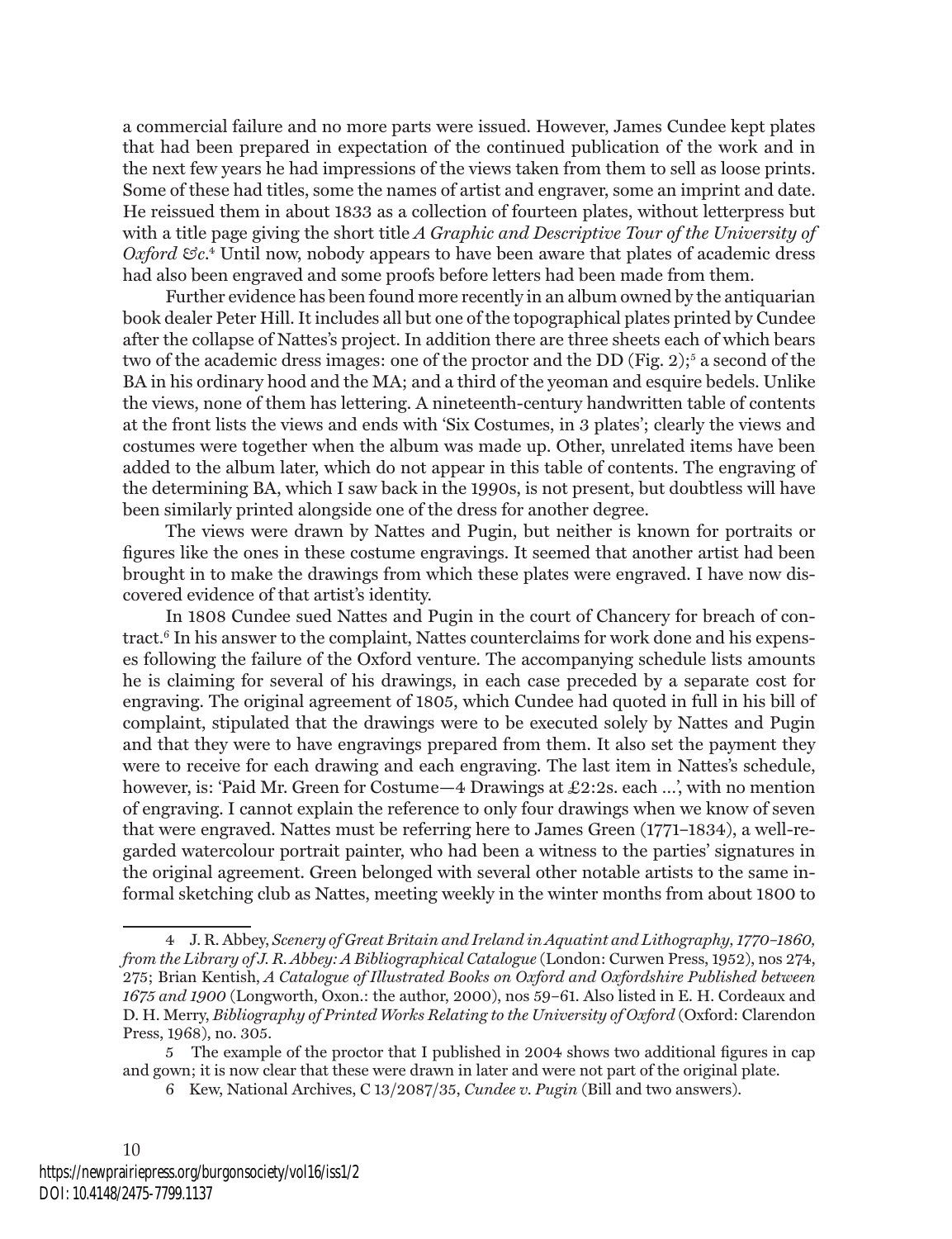a commercial failure and no more parts were issued. However, James Cundee kept plates that had been prepared in expectation of the continued publication of the work and in the next few years he had impressions of the views taken from them to sell as loose prints. Some of these had titles, some the names of artist and engraver, some an imprint and date. He reissued them in about 1833 as a collection of fourteen plates, without letterpress but with a title page giving the short title *A Graphic and Descriptive Tour of the University of Oxford &c*.[4] Until now, nobody appears to have been aware that plates of academic dress had also been engraved and some proofs before letters had been made from them.

Further evidence has been found more recently in an album owned by the antiquarian book dealer Peter Hill. It includes all but one of the topographical plates printed by Cundee after the collapse of Nattes's project. In addition there are three sheets each of which bears two of the academic dress images: one of the proctor and the DD (Fig. 2);[5] a second of the BA in his ordinary hood and the MA; and a third of the yeoman and esquire bedels. Unlike the views, none of them has lettering. A nineteenth-century handwritten table of contents at the front lists the views and ends with 'Six Costumes, in 3 plates'; clearly the views and costumes were together when the album was made up. Other, unrelated items have been added to the album later, which do not appear in this table of contents. The engraving of the determining BA, which I saw back in the 1990s, is not present, but doubtless will have been similarly printed alongside one of the dress for another degree.

The views were drawn by Nattes and Pugin, but neither is known for portraits or figures like the ones in these costume engravings. It seemed that another artist had been brought in to make the drawings from which these plates were engraved. I have now discovered evidence of that artist's identity.

In 1808 Cundee sued Nattes and Pugin in the court of Chancery for breach of contract.[6] In his answer to the complaint, Nattes counterclaims for work done and his expenses following the failure of the Oxford venture. The accompanying schedule lists amounts he is claiming for several of his drawings, in each case preceded by a separate cost for engraving. The original agreement of 1805, which Cundee had quoted in full in his bill of complaint, stipulated that the drawings were to be executed solely by Nattes and Pugin and that they were to have engravings prepared from them. It also set the payment they were to receive for each drawing and each engraving. The last item in Nattes's schedule, however, is: 'Paid Mr. Green for Costume—4 Drawings at £2:2s. each …', with no mention of engraving. I cannot explain the reference to only four drawings when we know of seven that were engraved. Nattes must be referring here to James Green (1771–1834), a well-regarded watercolour portrait painter, who had been a witness to the parties' signatures in the original agreement. Green belonged with several other notable artists to the same informal sketching club as Nattes, meeting weekly in the winter months from about 1800 to

---

4 J. R. Abbey, *Scenery of Great Britain and Ireland in Aquatint and Lithography, 1770–1860, from the Library of J. R. Abbey: A Bibliographical Catalogue* (London: Curwen Press, 1952), nos 274, 275; Brian Kentish, *A Catalogue of Illustrated Books on Oxford and Oxfordshire Published between 1675 and 1900* (Longworth, Oxon.: the author, 2000), nos 59–61. Also listed in E. H. Cordeaux and D. H. Merry, *Bibliography of Printed Works Relating to the University of Oxford* (Oxford: Clarendon Press, 1968), no. 305.

5 The example of the proctor that I published in 2004 shows two additional figures in cap and gown; it is now clear that these were drawn in later and were not part of the original plate.

6 Kew, National Archives, C 13/2087/35, *Cundee v. Pugin* (Bill and two answers).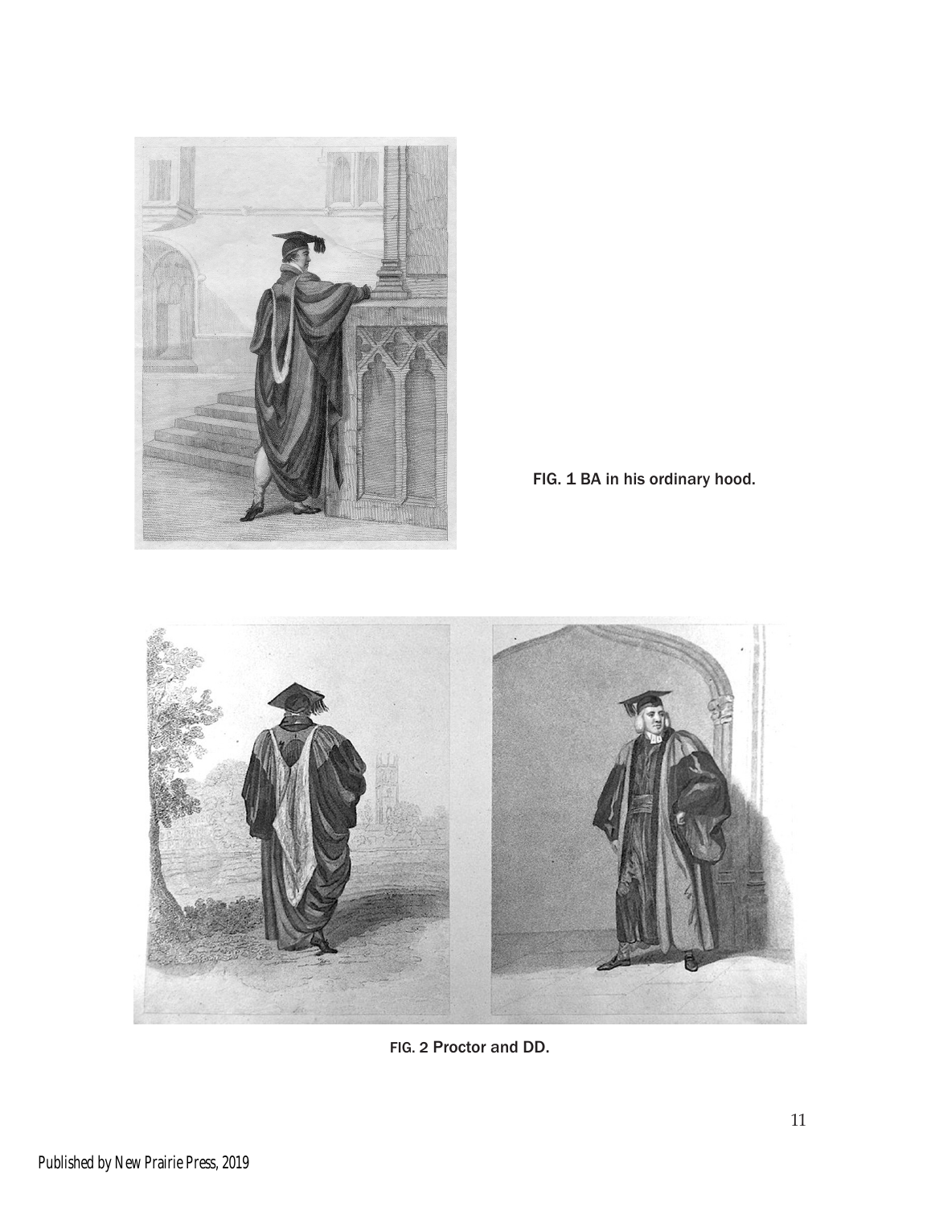FIG. 1 BA in his ordinary hood.

FIG. 2 Proctor and DD.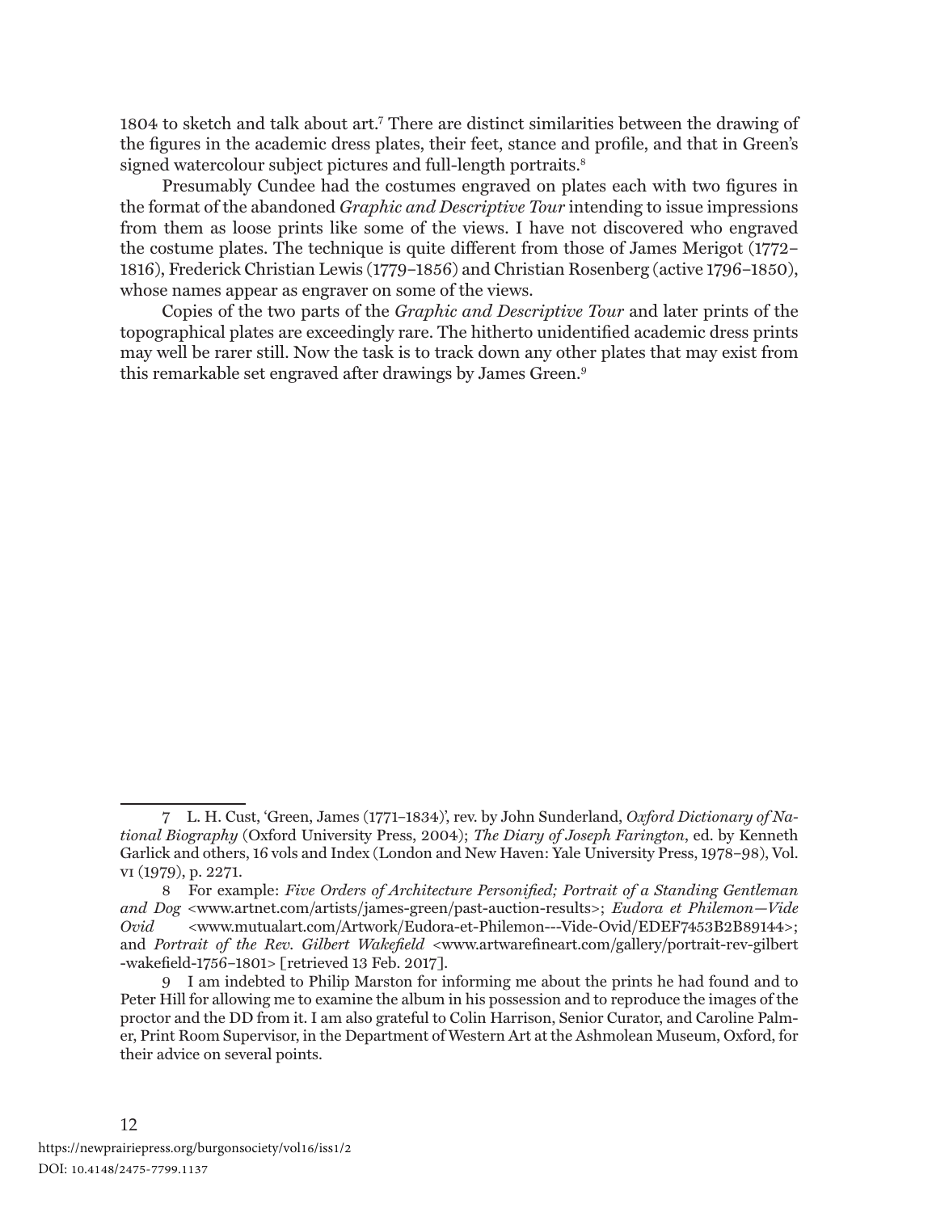1804 to sketch and talk about art.[7] There are distinct similarities between the drawing of the figures in the academic dress plates, their feet, stance and profile, and that in Green's signed watercolour subject pictures and full-length portraits.[8]

Presumably Cundee had the costumes engraved on plates each with two figures in the format of the abandoned *Graphic and Descriptive Tour* intending to issue impressions from them as loose prints like some of the views. I have not discovered who engraved the costume plates. The technique is quite different from those of James Merigot (1772–1816), Frederick Christian Lewis (1779–1856) and Christian Rosenberg (active 1796–1850), whose names appear as engraver on some of the views.

Copies of the two parts of the *Graphic and Descriptive Tour* and later prints of the topographical plates are exceedingly rare. The hitherto unidentified academic dress prints may well be rarer still. Now the task is to track down any other plates that may exist from this remarkable set engraved after drawings by James Green.[9]

---

7 L. H. Cust, 'Green, James (1771–1834)', rev. by John Sunderland, *Oxford Dictionary of National Biography* (Oxford University Press, 2004); *The Diary of Joseph Farington*, ed. by Kenneth Garlick and others, 16 vols and Index (London and New Haven: Yale University Press, 1978–98), Vol. VI (1979), p. 2271.

8 For example: *Five Orders of Architecture Personified; Portrait of a Standing Gentleman and Dog* <www.artnet.com/artists/james-green/past-auction-results>; *Eudora et Philemon—Vide Ovid* <www.mutualart.com/Artwork/Eudora-et-Philemon---Vide-Ovid/EDEF7453B2B89144>; and *Portrait of the Rev. Gilbert Wakefield* <www.artwarefineart.com/gallery/portrait-rev-gilbert-wakefield-1756–1801> [retrieved 13 Feb. 2017].

9 I am indebted to Philip Marston for informing me about the prints he had found and to Peter Hill for allowing me to examine the album in his possession and to reproduce the images of the proctor and the DD from it. I am also grateful to Colin Harrison, Senior Curator, and Caroline Palmer, Print Room Supervisor, in the Department of Western Art at the Ashmolean Museum, Oxford, for their advice on several points.